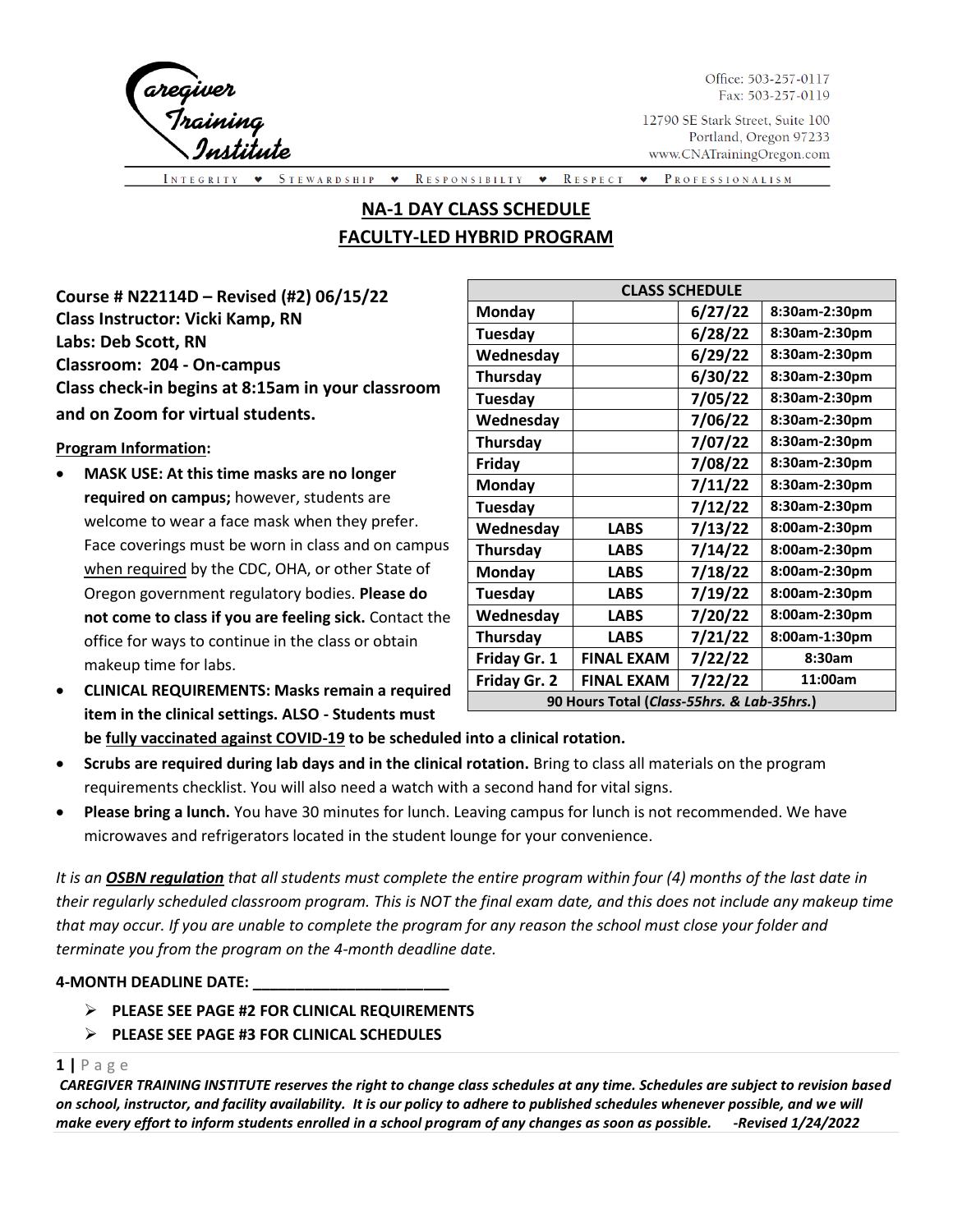Caregiver Training Institute

Office: 503-257-0117
Fax: 503-257-0119

12790 SE Stark Street, Suite 100
Portland, Oregon 97233
www.CNATrainingOregon.com

INTEGRITY ♥ STEWARDSHIP ♥ RESPONSIBILITY ♥ RESPECT ♥ PROFESSIONALISM

# NA-1 DAY CLASS SCHEDULE
# FACULTY-LED HYBRID PROGRAM

**Course # N22114D – Revised (#2) 06/15/22**
**Class Instructor: Vicki Kamp, RN**
**Labs: Deb Scott, RN**
**Classroom: 204 - On-campus**
**Class check-in begins at 8:15am in your classroom and on Zoom for virtual students.**

| CLASS SCHEDULE | | | |
|---|---|---|---|
| **Monday** | | 6/27/22 | 8:30am-2:30pm |
| **Tuesday** | | 6/28/22 | 8:30am-2:30pm |
| **Wednesday** | | 6/29/22 | 8:30am-2:30pm |
| **Thursday** | | 6/30/22 | 8:30am-2:30pm |
| **Tuesday** | | 7/05/22 | 8:30am-2:30pm |
| **Wednesday** | | 7/06/22 | 8:30am-2:30pm |
| **Thursday** | | 7/07/22 | 8:30am-2:30pm |
| **Friday** | | 7/08/22 | 8:30am-2:30pm |
| **Monday** | | 7/11/22 | 8:30am-2:30pm |
| **Tuesday** | | 7/12/22 | 8:30am-2:30pm |
| **Wednesday** | **LABS** | 7/13/22 | 8:00am-2:30pm |
| **Thursday** | **LABS** | 7/14/22 | 8:00am-2:30pm |
| **Monday** | **LABS** | 7/18/22 | 8:00am-2:30pm |
| **Tuesday** | **LABS** | 7/19/22 | 8:00am-2:30pm |
| **Wednesday** | **LABS** | 7/20/22 | 8:00am-2:30pm |
| **Thursday** | **LABS** | 7/21/22 | 8:00am-1:30pm |
| **Friday Gr. 1** | **FINAL EXAM** | 7/22/22 | 8:30am |
| **Friday Gr. 2** | **FINAL EXAM** | 7/22/22 | 11:00am |
| **90 Hours Total (*Class-55hrs. & Lab-35hrs.*)** | | | |

**Program Information:**

- **MASK USE: At this time masks are no longer required on campus;** however, students are welcome to wear a face mask when they prefer. Face coverings must be worn in class and on campus when required by the CDC, OHA, or other State of Oregon government regulatory bodies. **Please do not come to class if you are feeling sick.** Contact the office for ways to continue in the class or obtain makeup time for labs.
- **CLINICAL REQUIREMENTS: Masks remain a required item in the clinical settings. ALSO - Students must be fully vaccinated against COVID-19 to be scheduled into a clinical rotation.**
- **Scrubs are required during lab days and in the clinical rotation.** Bring to class all materials on the program requirements checklist. You will also need a watch with a second hand for vital signs.
- **Please bring a lunch.** You have 30 minutes for lunch. Leaving campus for lunch is not recommended. We have microwaves and refrigerators located in the student lounge for your convenience.

*It is an **OSBN regulation** that all students must complete the entire program within four (4) months of the last date in their regularly scheduled classroom program. This is NOT the final exam date, and this does not include any makeup time that may occur. If you are unable to complete the program for any reason the school must close your folder and terminate you from the program on the 4-month deadline date.*

**4-MONTH DEADLINE DATE: ______________________**

- **PLEASE SEE PAGE #2 FOR CLINICAL REQUIREMENTS**
- **PLEASE SEE PAGE #3 FOR CLINICAL SCHEDULES**

***CAREGIVER TRAINING INSTITUTE reserves the right to change class schedules at any time. Schedules are subject to revision based on school, instructor, and facility availability. It is our policy to adhere to published schedules whenever possible, and we will make every effort to inform students enrolled in a school program of any changes as soon as possible. -Revised 1/24/2022***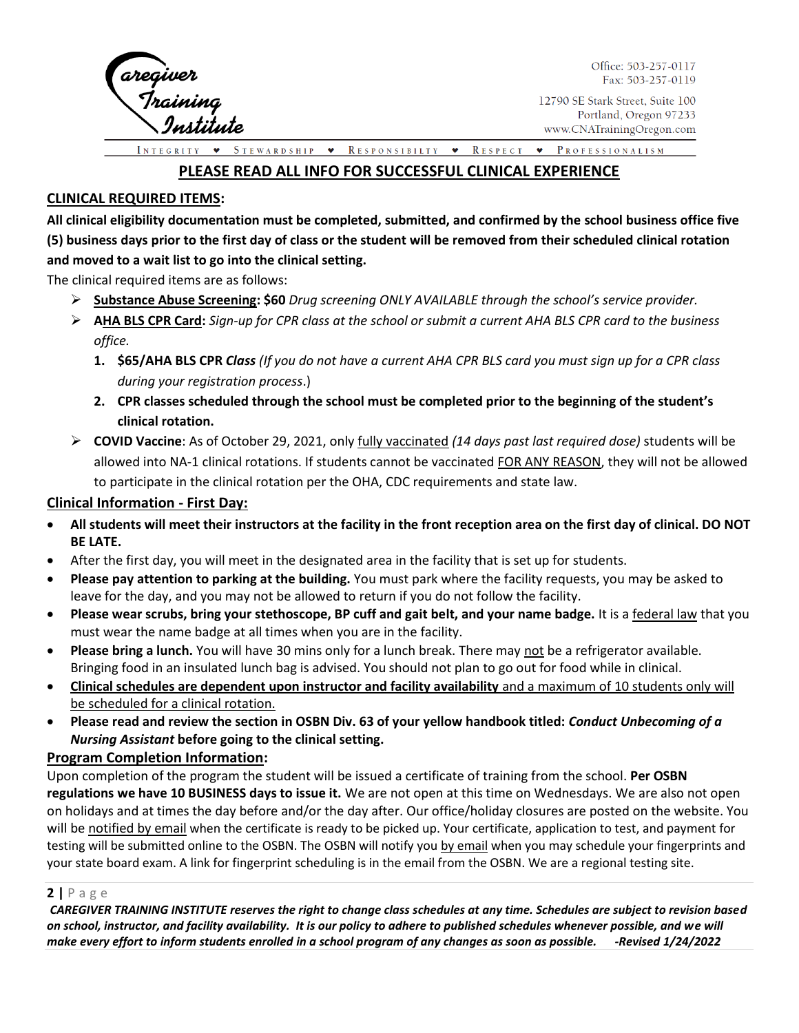Caregiver Training Institute

Office: 503-257-0117
Fax: 503-257-0119

12790 SE Stark Street, Suite 100
Portland, Oregon 97233
www.CNATrainingOregon.com

INTEGRITY ♥ STEWARDSHIP ♥ RESPONSIBILITY ♥ RESPECT ♥ PROFESSIONALISM

## PLEASE READ ALL INFO FOR SUCCESSFUL CLINICAL EXPERIENCE

### CLINICAL REQUIRED ITEMS:

**All clinical eligibility documentation must be completed, submitted, and confirmed by the school business office five (5) business days prior to the first day of class or the student will be removed from their scheduled clinical rotation and moved to a wait list to go into the clinical setting.**

The clinical required items are as follows:

- **Substance Abuse Screening: $60** *Drug screening ONLY AVAILABLE through the school's service provider.*
- **AHA BLS CPR Card:** *Sign-up for CPR class at the school or submit a current AHA BLS CPR card to the business office.*
  1. **$65/AHA BLS CPR *Class*** *(If you do not have a current AHA CPR BLS card you must sign up for a CPR class during your registration process*.)
  2. **CPR classes scheduled through the school must be completed prior to the beginning of the student's clinical rotation.**
- **COVID Vaccine**: As of October 29, 2021, only fully vaccinated *(14 days past last required dose)* students will be allowed into NA-1 clinical rotations. If students cannot be vaccinated FOR ANY REASON, they will not be allowed to participate in the clinical rotation per the OHA, CDC requirements and state law.

### Clinical Information - First Day:

- **All students will meet their instructors at the facility in the front reception area on the first day of clinical. DO NOT BE LATE.**
- After the first day, you will meet in the designated area in the facility that is set up for students.
- **Please pay attention to parking at the building.** You must park where the facility requests, you may be asked to leave for the day, and you may not be allowed to return if you do not follow the facility.
- **Please wear scrubs, bring your stethoscope, BP cuff and gait belt, and your name badge.** It is a federal law that you must wear the name badge at all times when you are in the facility.
- **Please bring a lunch.** You will have 30 mins only for a lunch break. There may not be a refrigerator available. Bringing food in an insulated lunch bag is advised. You should not plan to go out for food while in clinical.
- **Clinical schedules are dependent upon instructor and facility availability** and a maximum of 10 students only will be scheduled for a clinical rotation.
- **Please read and review the section in OSBN Div. 63 of your yellow handbook titled: *Conduct Unbecoming of a Nursing Assistant* before going to the clinical setting.**

### Program Completion Information:

Upon completion of the program the student will be issued a certificate of training from the school. **Per OSBN regulations we have 10 BUSINESS days to issue it.** We are not open at this time on Wednesdays. We are also not open on holidays and at times the day before and/or the day after. Our office/holiday closures are posted on the website. You will be notified by email when the certificate is ready to be picked up. Your certificate, application to test, and payment for testing will be submitted online to the OSBN. The OSBN will notify you by email when you may schedule your fingerprints and your state board exam. A link for fingerprint scheduling is in the email from the OSBN. We are a regional testing site.

***CAREGIVER TRAINING INSTITUTE reserves the right to change class schedules at any time. Schedules are subject to revision based on school, instructor, and facility availability. It is our policy to adhere to published schedules whenever possible, and we will make every effort to inform students enrolled in a school program of any changes as soon as possible. -Revised 1/24/2022***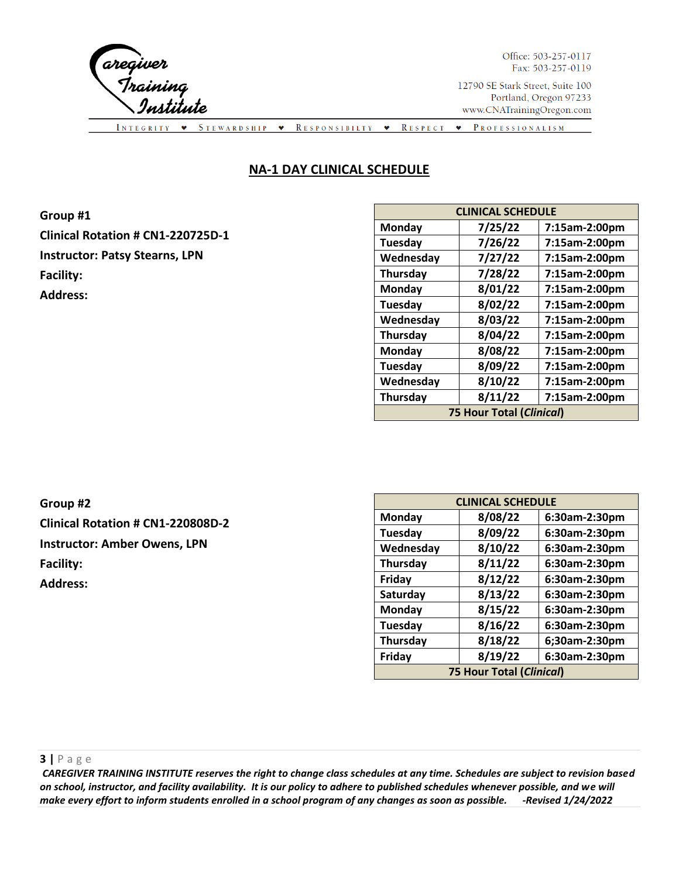Caregiver Training Institute

Office: 503-257-0117
Fax: 503-257-0119

12790 SE Stark Street, Suite 100
Portland, Oregon 97233
www.CNATrainingOregon.com

INTEGRITY ♥ STEWARDSHIP ♥ RESPONSIBILTY ♥ RESPECT ♥ PROFESSIONALISM

## NA-1 DAY CLINICAL SCHEDULE

**Group #1**
**Clinical Rotation # CN1-220725D-1**
**Instructor: Patsy Stearns, LPN**
**Facility:**
**Address:**

| CLINICAL SCHEDULE | | |
|---|---|---|
| Monday | 7/25/22 | 7:15am-2:00pm |
| Tuesday | 7/26/22 | 7:15am-2:00pm |
| Wednesday | 7/27/22 | 7:15am-2:00pm |
| Thursday | 7/28/22 | 7:15am-2:00pm |
| Monday | 8/01/22 | 7:15am-2:00pm |
| Tuesday | 8/02/22 | 7:15am-2:00pm |
| Wednesday | 8/03/22 | 7:15am-2:00pm |
| Thursday | 8/04/22 | 7:15am-2:00pm |
| Monday | 8/08/22 | 7:15am-2:00pm |
| Tuesday | 8/09/22 | 7:15am-2:00pm |
| Wednesday | 8/10/22 | 7:15am-2:00pm |
| Thursday | 8/11/22 | 7:15am-2:00pm |
| 75 Hour Total (*Clinical*) | | |

**Group #2**
**Clinical Rotation # CN1-220808D-2**
**Instructor: Amber Owens, LPN**
**Facility:**
**Address:**

| CLINICAL SCHEDULE | | |
|---|---|---|
| Monday | 8/08/22 | 6:30am-2:30pm |
| Tuesday | 8/09/22 | 6:30am-2:30pm |
| Wednesday | 8/10/22 | 6:30am-2:30pm |
| Thursday | 8/11/22 | 6:30am-2:30pm |
| Friday | 8/12/22 | 6:30am-2:30pm |
| Saturday | 8/13/22 | 6:30am-2:30pm |
| Monday | 8/15/22 | 6:30am-2:30pm |
| Tuesday | 8/16/22 | 6:30am-2:30pm |
| Thursday | 8/18/22 | 6;30am-2:30pm |
| Friday | 8/19/22 | 6:30am-2:30pm |
| 75 Hour Total (*Clinical*) | | |

*CAREGIVER TRAINING INSTITUTE reserves the right to change class schedules at any time. Schedules are subject to revision based on school, instructor, and facility availability. It is our policy to adhere to published schedules whenever possible, and we will make every effort to inform students enrolled in a school program of any changes as soon as possible. -Revised 1/24/2022*